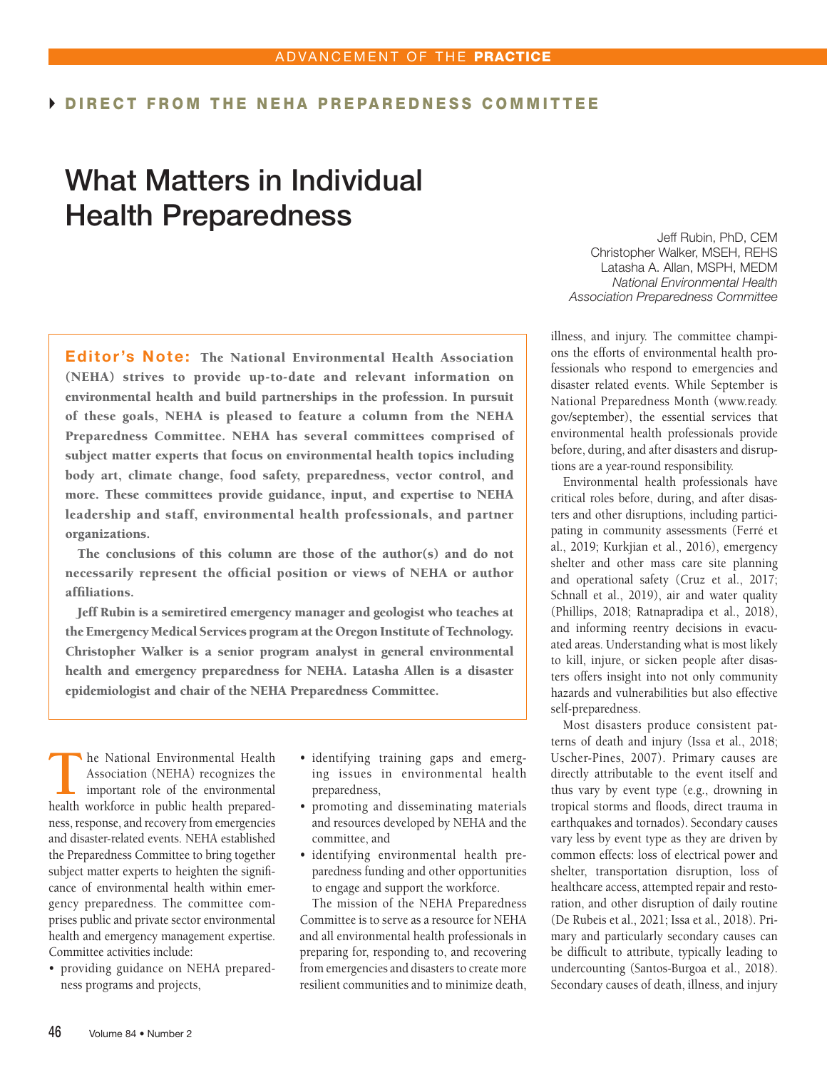ADVANCEMENT OF THE **PRACTICE**

**DIRECT FROM THE NEHA PREPAREDNESS COMMITTEE**

# What Matters in Individual Health Preparedness

Jeff Rubin, PhD, CEM
Christopher Walker, MSEH, REHS
Latasha A. Allan, MSPH, MEDM
*National Environmental Health Association Preparedness Committee*

**Editor's Note: The National Environmental Health Association (NEHA) strives to provide up-to-date and relevant information on environmental health and build partnerships in the profession. In pursuit of these goals, NEHA is pleased to feature a column from the NEHA Preparedness Committee. NEHA has several committees comprised of subject matter experts that focus on environmental health topics including body art, climate change, food safety, preparedness, vector control, and more. These committees provide guidance, input, and expertise to NEHA leadership and staff, environmental health professionals, and partner organizations.**

**The conclusions of this column are those of the author(s) and do not necessarily represent the official position or views of NEHA or author affiliations.**

**Jeff Rubin is a semiretired emergency manager and geologist who teaches at the Emergency Medical Services program at the Oregon Institute of Technology. Christopher Walker is a senior program analyst in general environmental health and emergency preparedness for NEHA. Latasha Allen is a disaster epidemiologist and chair of the NEHA Preparedness Committee.**

The National Environmental Health Association (NEHA) recognizes the important role of the environmental health workforce in public health preparedness, response, and recovery from emergencies and disaster-related events. NEHA established the Preparedness Committee to bring together subject matter experts to heighten the significance of environmental health within emergency preparedness. The committee comprises public and private sector environmental health and emergency management expertise. Committee activities include:

- providing guidance on NEHA preparedness programs and projects,
- identifying training gaps and emerging issues in environmental health preparedness,
- promoting and disseminating materials and resources developed by NEHA and the committee, and
- identifying environmental health preparedness funding and other opportunities to engage and support the workforce.

The mission of the NEHA Preparedness Committee is to serve as a resource for NEHA and all environmental health professionals in preparing for, responding to, and recovering from emergencies and disasters to create more resilient communities and to minimize death, illness, and injury. The committee champions the efforts of environmental health professionals who respond to emergencies and disaster related events. While September is National Preparedness Month (www.ready.gov/september), the essential services that environmental health professionals provide before, during, and after disasters and disruptions are a year-round responsibility.

Environmental health professionals have critical roles before, during, and after disasters and other disruptions, including participating in community assessments (Ferré et al., 2019; Kurkjian et al., 2016), emergency shelter and other mass care site planning and operational safety (Cruz et al., 2017; Schnall et al., 2019), air and water quality (Phillips, 2018; Ratnapradipa et al., 2018), and informing reentry decisions in evacuated areas. Understanding what is most likely to kill, injure, or sicken people after disasters offers insight into not only community hazards and vulnerabilities but also effective self-preparedness.

Most disasters produce consistent patterns of death and injury (Issa et al., 2018; Uscher-Pines, 2007). Primary causes are directly attributable to the event itself and thus vary by event type (e.g., drowning in tropical storms and floods, direct trauma in earthquakes and tornados). Secondary causes vary less by event type as they are driven by common effects: loss of electrical power and shelter, transportation disruption, loss of healthcare access, attempted repair and restoration, and other disruption of daily routine (De Rubeis et al., 2021; Issa et al., 2018). Primary and particularly secondary causes can be difficult to attribute, typically leading to undercounting (Santos-Burgoa et al., 2018). Secondary causes of death, illness, and injury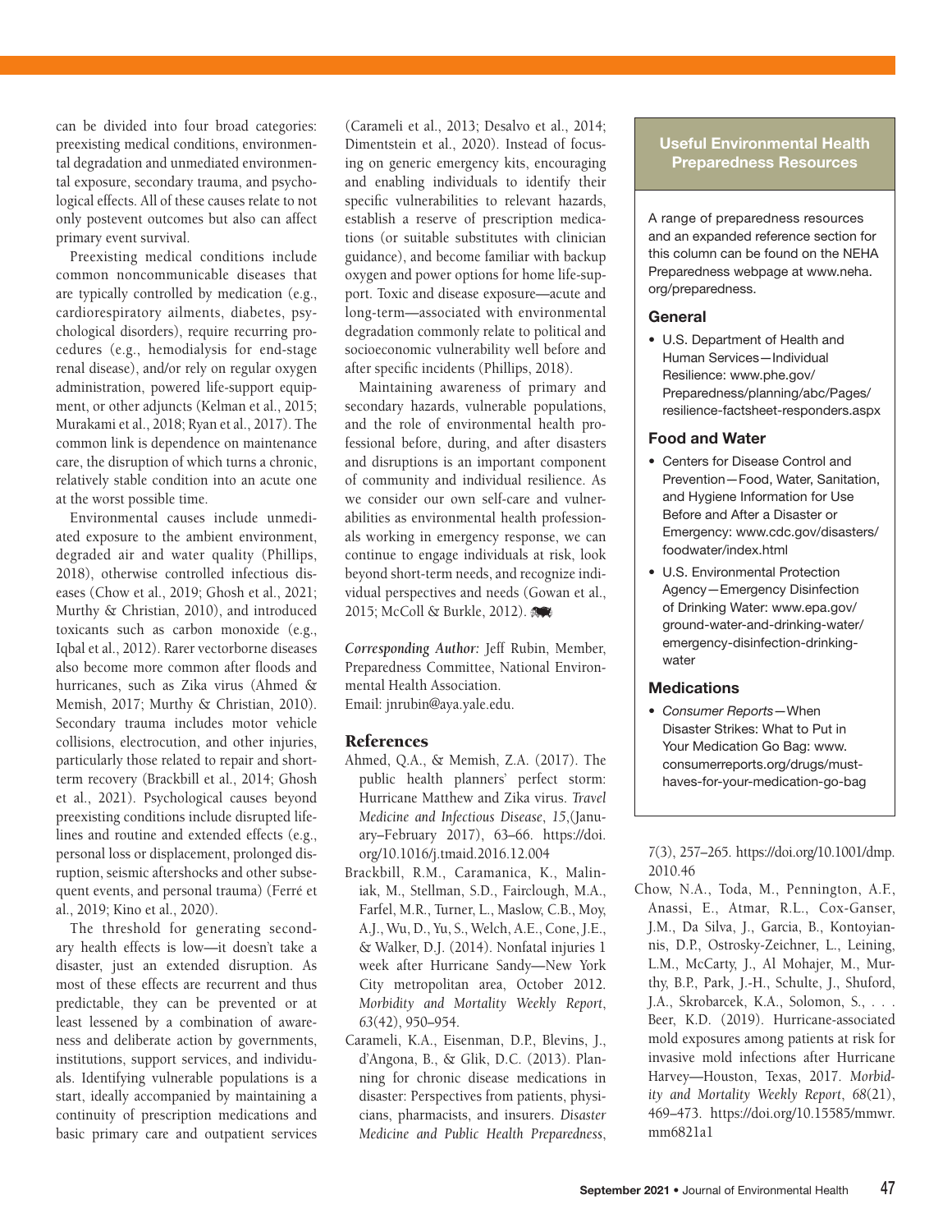can be divided into four broad categories: preexisting medical conditions, environmental degradation and unmediated environmental exposure, secondary trauma, and psychological effects. All of these causes relate to not only postevent outcomes but also can affect primary event survival.

Preexisting medical conditions include common noncommunicable diseases that are typically controlled by medication (e.g., cardiorespiratory ailments, diabetes, psychological disorders), require recurring procedures (e.g., hemodialysis for end-stage renal disease), and/or rely on regular oxygen administration, powered life-support equipment, or other adjuncts (Kelman et al., 2015; Murakami et al., 2018; Ryan et al., 2017). The common link is dependence on maintenance care, the disruption of which turns a chronic, relatively stable condition into an acute one at the worst possible time.

Environmental causes include unmediated exposure to the ambient environment, degraded air and water quality (Phillips, 2018), otherwise controlled infectious diseases (Chow et al., 2019; Ghosh et al., 2021; Murthy & Christian, 2010), and introduced toxicants such as carbon monoxide (e.g., Iqbal et al., 2012). Rarer vectorborne diseases also become more common after floods and hurricanes, such as Zika virus (Ahmed & Memish, 2017; Murthy & Christian, 2010). Secondary trauma includes motor vehicle collisions, electrocution, and other injuries, particularly those related to repair and short-term recovery (Brackbill et al., 2014; Ghosh et al., 2021). Psychological causes beyond preexisting conditions include disrupted lifelines and routine and extended effects (e.g., personal loss or displacement, prolonged disruption, seismic aftershocks and other subsequent events, and personal trauma) (Ferré et al., 2019; Kino et al., 2020).

The threshold for generating secondary health effects is low—it doesn't take a disaster, just an extended disruption. As most of these effects are recurrent and thus predictable, they can be prevented or at least lessened by a combination of awareness and deliberate action by governments, institutions, support services, and individuals. Identifying vulnerable populations is a start, ideally accompanied by maintaining a continuity of prescription medications and basic primary care and outpatient services (Carameli et al., 2013; Desalvo et al., 2014; Dimentstein et al., 2020). Instead of focusing on generic emergency kits, encouraging and enabling individuals to identify their specific vulnerabilities to relevant hazards, establish a reserve of prescription medications (or suitable substitutes with clinician guidance), and become familiar with backup oxygen and power options for home life-support. Toxic and disease exposure—acute and long-term—associated with environmental degradation commonly relate to political and socioeconomic vulnerability well before and after specific incidents (Phillips, 2018).

Maintaining awareness of primary and secondary hazards, vulnerable populations, and the role of environmental health professional before, during, and after disasters and disruptions is an important component of community and individual resilience. As we consider our own self-care and vulnerabilities as environmental health professionals working in emergency response, we can continue to engage individuals at risk, look beyond short-term needs, and recognize individual perspectives and needs (Gowan et al., 2015; McColl & Burkle, 2012).

*Corresponding Author:* Jeff Rubin, Member, Preparedness Committee, National Environmental Health Association.
Email: jnrubin@aya.yale.edu.

## Useful Environmental Health Preparedness Resources

A range of preparedness resources and an expanded reference section for this column can be found on the NEHA Preparedness webpage at www.neha.org/preparedness.

### General

- U.S. Department of Health and Human Services—Individual Resilience: www.phe.gov/Preparedness/planning/abc/Pages/resilience-factsheet-responders.aspx

### Food and Water

- Centers for Disease Control and Prevention—Food, Water, Sanitation, and Hygiene Information for Use Before and After a Disaster or Emergency: www.cdc.gov/disasters/foodwater/index.html
- U.S. Environmental Protection Agency—Emergency Disinfection of Drinking Water: www.epa.gov/ground-water-and-drinking-water/emergency-disinfection-drinking-water

### Medications

- *Consumer Reports*—When Disaster Strikes: What to Put in Your Medication Go Bag: www.consumerreports.org/drugs/must-haves-for-your-medication-go-bag

## References

Ahmed, Q.A., & Memish, Z.A. (2017). The public health planners' perfect storm: Hurricane Matthew and Zika virus. *Travel Medicine and Infectious Disease*, *15*,(January–February 2017), 63–66. https://doi.org/10.1016/j.tmaid.2016.12.004

Brackbill, R.M., Caramanica, K., Maliniak, M., Stellman, S.D., Fairclough, M.A., Farfel, M.R., Turner, L., Maslow, C.B., Moy, A.J., Wu, D., Yu, S., Welch, A.E., Cone, J.E., & Walker, D.J. (2014). Nonfatal injuries 1 week after Hurricane Sandy—New York City metropolitan area, October 2012. *Morbidity and Mortality Weekly Report*, *63*(42), 950–954.

Carameli, K.A., Eisenman, D.P., Blevins, J., d'Angona, B., & Glik, D.C. (2013). Planning for chronic disease medications in disaster: Perspectives from patients, physicians, pharmacists, and insurers. *Disaster Medicine and Public Health Preparedness*, *7*(3), 257–265. https://doi.org/10.1001/dmp.2010.46

Chow, N.A., Toda, M., Pennington, A.F., Anassi, E., Atmar, R.L., Cox-Ganser, J.M., Da Silva, J., Garcia, B., Kontoyiannis, D.P., Ostrosky-Zeichner, L., Leining, L.M., McCarty, J., Al Mohajer, M., Murthy, B.P., Park, J.-H., Schulte, J., Shuford, J.A., Skrobarcek, K.A., Solomon, S., . . . Beer, K.D. (2019). Hurricane-associated mold exposures among patients at risk for invasive mold infections after Hurricane Harvey—Houston, Texas, 2017. *Morbidity and Mortality Weekly Report*, *68*(21), 469–473. https://doi.org/10.15585/mmwr.mm6821a1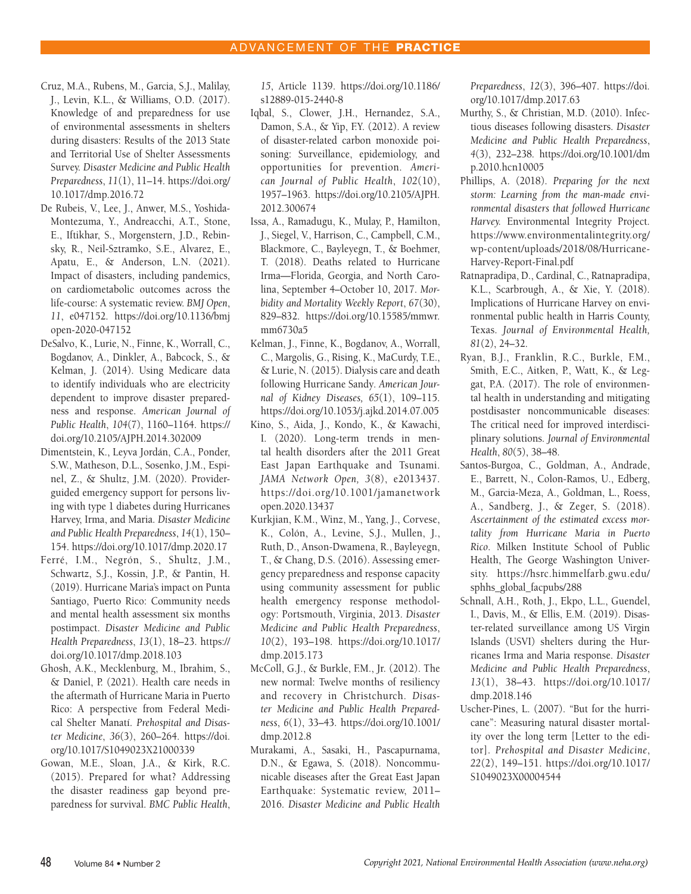Cruz, M.A., Rubens, M., Garcia, S.J., Malilay, J., Levin, K.L., & Williams, O.D. (2017). Knowledge of and preparedness for use of environmental assessments in shelters during disasters: Results of the 2013 State and Territorial Use of Shelter Assessments Survey. *Disaster Medicine and Public Health Preparedness*, *11*(1), 11–14. https://doi.org/10.1017/dmp.2016.72

De Rubeis, V., Lee, J., Anwer, M.S., Yoshida-Montezuma, Y., Andreacchi, A.T., Stone, E., Iftikhar, S., Morgenstern, J.D., Rebinsky, R., Neil-Sztramko, S.E., Alvarez, E., Apatu, E., & Anderson, L.N. (2021). Impact of disasters, including pandemics, on cardiometabolic outcomes across the life-course: A systematic review. *BMJ Open*, *11*, e047152. https://doi.org/10.1136/bmjopen-2020-047152

DeSalvo, K., Lurie, N., Finne, K., Worrall, C., Bogdanov, A., Dinkler, A., Babcock, S., & Kelman, J. (2014). Using Medicare data to identify individuals who are electricity dependent to improve disaster preparedness and response. *American Journal of Public Health*, *104*(7), 1160–1164. https://doi.org/10.2105/AJPH.2014.302009

Dimentstein, K., Leyva Jordán, C.A., Ponder, S.W., Matheson, D.L., Sosenko, J.M., Espinel, Z., & Shultz, J.M. (2020). Provider-guided emergency support for persons living with type 1 diabetes during Hurricanes Harvey, Irma, and Maria. *Disaster Medicine and Public Health Preparedness*, *14*(1), 150–154. https://doi.org/10.1017/dmp.2020.17

Ferré, I.M., Negrón, S., Shultz, J.M., Schwartz, S.J., Kossin, J.P., & Pantin, H. (2019). Hurricane Maria's impact on Punta Santiago, Puerto Rico: Community needs and mental health assessment six months postimpact. *Disaster Medicine and Public Health Preparedness*, *13*(1), 18–23. https://doi.org/10.1017/dmp.2018.103

Ghosh, A.K., Mecklenburg, M., Ibrahim, S., & Daniel, P. (2021). Health care needs in the aftermath of Hurricane Maria in Puerto Rico: A perspective from Federal Medical Shelter Manatí. *Prehospital and Disaster Medicine*, *36*(3), 260–264. https://doi.org/10.1017/S1049023X21000339

Gowan, M.E., Sloan, J.A., & Kirk, R.C. (2015). Prepared for what? Addressing the disaster readiness gap beyond preparedness for survival. *BMC Public Health*, *15*, Article 1139. https://doi.org/10.1186/s12889-015-2440-8

Iqbal, S., Clower, J.H., Hernandez, S.A., Damon, S.A., & Yip, F.Y. (2012). A review of disaster-related carbon monoxide poisoning: Surveillance, epidemiology, and opportunities for prevention. *American Journal of Public Health*, *102*(10), 1957–1963. https://doi.org/10.2105/AJPH.2012.300674

Issa, A., Ramadugu, K., Mulay, P., Hamilton, J., Siegel, V., Harrison, C., Campbell, C.M., Blackmore, C., Bayleyegn, T., & Boehmer, T. (2018). Deaths related to Hurricane Irma—Florida, Georgia, and North Carolina, September 4–October 10, 2017. *Morbidity and Mortality Weekly Report*, *67*(30), 829–832. https://doi.org/10.15585/mmwr.mm6730a5

Kelman, J., Finne, K., Bogdanov, A., Worrall, C., Margolis, G., Rising, K., MaCurdy, T.E., & Lurie, N. (2015). Dialysis care and death following Hurricane Sandy. *American Journal of Kidney Diseases*, *65*(1), 109–115. https://doi.org/10.1053/j.ajkd.2014.07.005

Kino, S., Aida, J., Kondo, K., & Kawachi, I. (2020). Long-term trends in mental health disorders after the 2011 Great East Japan Earthquake and Tsunami. *JAMA Network Open*, *3*(8), e2013437. https://doi.org/10.1001/jamanetworkopen.2020.13437

Kurkjian, K.M., Winz, M., Yang, J., Corvese, K., Colón, A., Levine, S.J., Mullen, J., Ruth, D., Anson-Dwamena, R., Bayleyegn, T., & Chang, D.S. (2016). Assessing emergency preparedness and response capacity using community assessment for public health emergency response methodology: Portsmouth, Virginia, 2013. *Disaster Medicine and Public Health Preparedness*, *10*(2), 193–198. https://doi.org/10.1017/dmp.2015.173

McColl, G.J., & Burkle, F.M., Jr. (2012). The new normal: Twelve months of resiliency and recovery in Christchurch. *Disaster Medicine and Public Health Preparedness*, *6*(1), 33–43. https://doi.org/10.1001/dmp.2012.8

Murakami, A., Sasaki, H., Pascapurnama, D.N., & Egawa, S. (2018). Noncommunicable diseases after the Great East Japan Earthquake: Systematic review, 2011–2016. *Disaster Medicine and Public Health Preparedness*, *12*(3), 396–407. https://doi.org/10.1017/dmp.2017.63

Murthy, S., & Christian, M.D. (2010). Infectious diseases following disasters. *Disaster Medicine and Public Health Preparedness*, *4*(3), 232–238. https://doi.org/10.1001/dmp.2010.hcn10005

Phillips, A. (2018). *Preparing for the next storm: Learning from the man-made environmental disasters that followed Hurricane Harvey.* Environmental Integrity Project. https://www.environmentalintegrity.org/wp-content/uploads/2018/08/Hurricane-Harvey-Report-Final.pdf

Ratnapradipa, D., Cardinal, C., Ratnapradipa, K.L., Scarbrough, A., & Xie, Y. (2018). Implications of Hurricane Harvey on environmental public health in Harris County, Texas. *Journal of Environmental Health, 81*(2), 24–32.

Ryan, B.J., Franklin, R.C., Burkle, F.M., Smith, E.C., Aitken, P., Watt, K., & Leggat, P.A. (2017). The role of environmental health in understanding and mitigating postdisaster noncommunicable diseases: The critical need for improved interdisciplinary solutions. *Journal of Environmental Health*, *80*(5), 38–48.

Santos-Burgoa, C., Goldman, A., Andrade, E., Barrett, N., Colon-Ramos, U., Edberg, M., Garcia-Meza, A., Goldman, L., Roess, A., Sandberg, J., & Zeger, S. (2018). *Ascertainment of the estimated excess mortality from Hurricane Maria in Puerto Rico.* Milken Institute School of Public Health, The George Washington University. https://hsrc.himmelfarb.gwu.edu/sphhs_global_facpubs/288

Schnall, A.H., Roth, J., Ekpo, L.L., Guendel, I., Davis, M., & Ellis, E.M. (2019). Disaster-related surveillance among US Virgin Islands (USVI) shelters during the Hurricanes Irma and Maria response. *Disaster Medicine and Public Health Preparedness*, *13*(1), 38–43. https://doi.org/10.1017/dmp.2018.146

Uscher-Pines, L. (2007). "But for the hurricane": Measuring natural disaster mortality over the long term [Letter to the editor]. *Prehospital and Disaster Medicine*, *22*(2), 149–151. https://doi.org/10.1017/S1049023X00004544